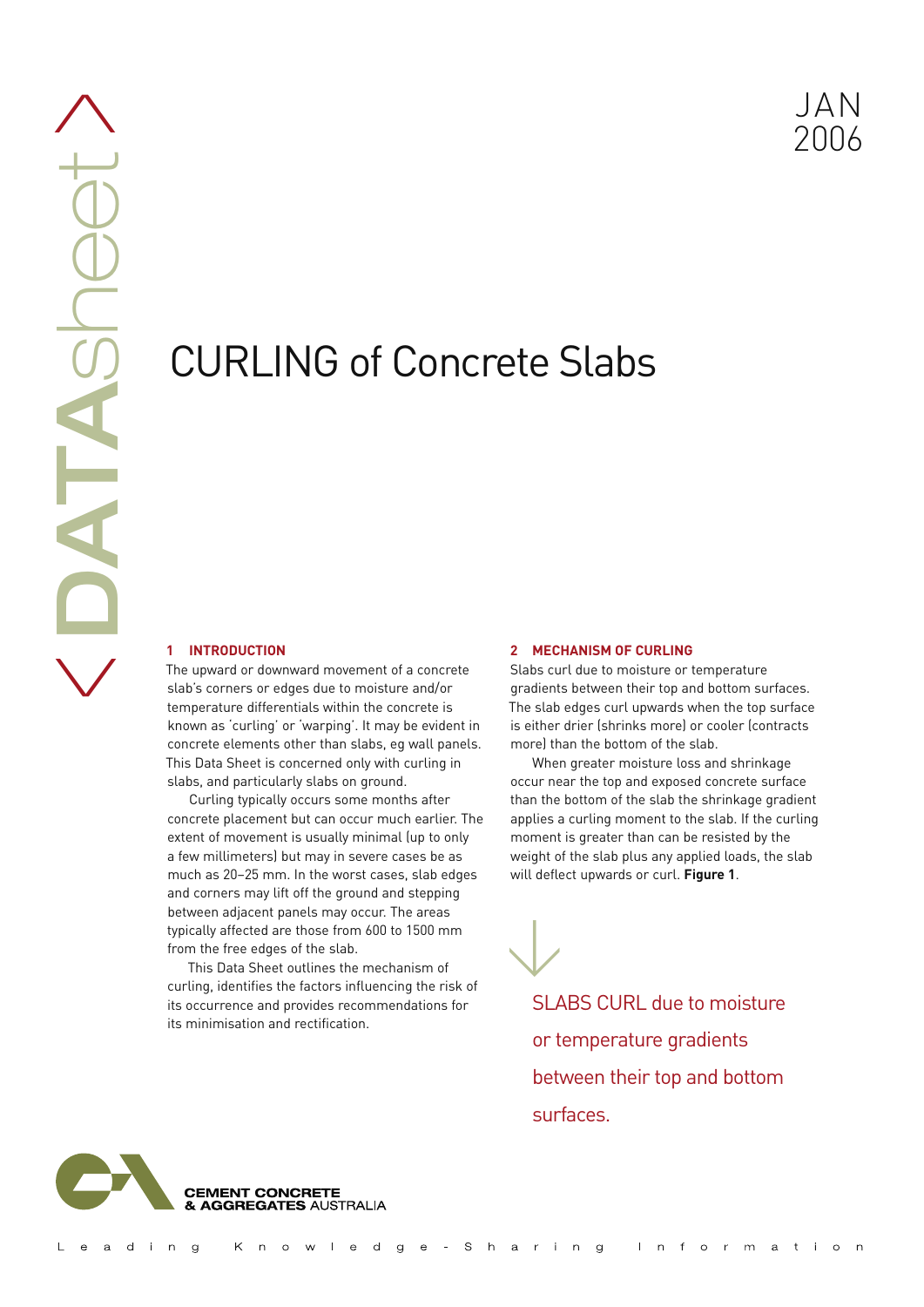JAN 2006

# CURLING of Concrete Slabs

## 1 INTRODUCTION

The upward or downward movement of a concrete slab's corners or edges due to moisture and/or temperature differentials within the concrete is known as 'curling' or 'warping'. It may be evident in concrete elements other than slabs, eg wall panels. This Data Sheet is concerned only with curling in slabs, and particularly slabs on ground.

Curling typically occurs some months after concrete placement but can occur much earlier. The extent of movement is usually minimal (up to only a few millimeters) but may in severe cases be as much as 20–25 mm. In the worst cases, slab edges and corners may lift off the ground and stepping between adjacent panels may occur. The areas typically affected are those from 600 to 1500 mm from the free edges of the slab.

This Data Sheet outlines the mechanism of curling, identifies the factors influencing the risk of its occurrence and provides recommendations for its minimisation and rectification.

## 2 MECHANISM OF CURLING

Slabs curl due to moisture or temperature gradients between their top and bottom surfaces. The slab edges curl upwards when the top surface is either drier (shrinks more) or cooler (contracts more) than the bottom of the slab.

When greater moisture loss and shrinkage occur near the top and exposed concrete surface than the bottom of the slab the shrinkage gradient applies a curling moment to the slab. If the curling moment is greater than can be resisted by the weight of the slab plus any applied loads, the slab will deflect upwards or curl. **Figure 1**.

SLABS CURL due to moisture or temperature gradients between their top and bottom surfaces.

CEMENT CONCRETE & AGGREGATES AUSTRALIA

Leading Knowledge-Sharing Information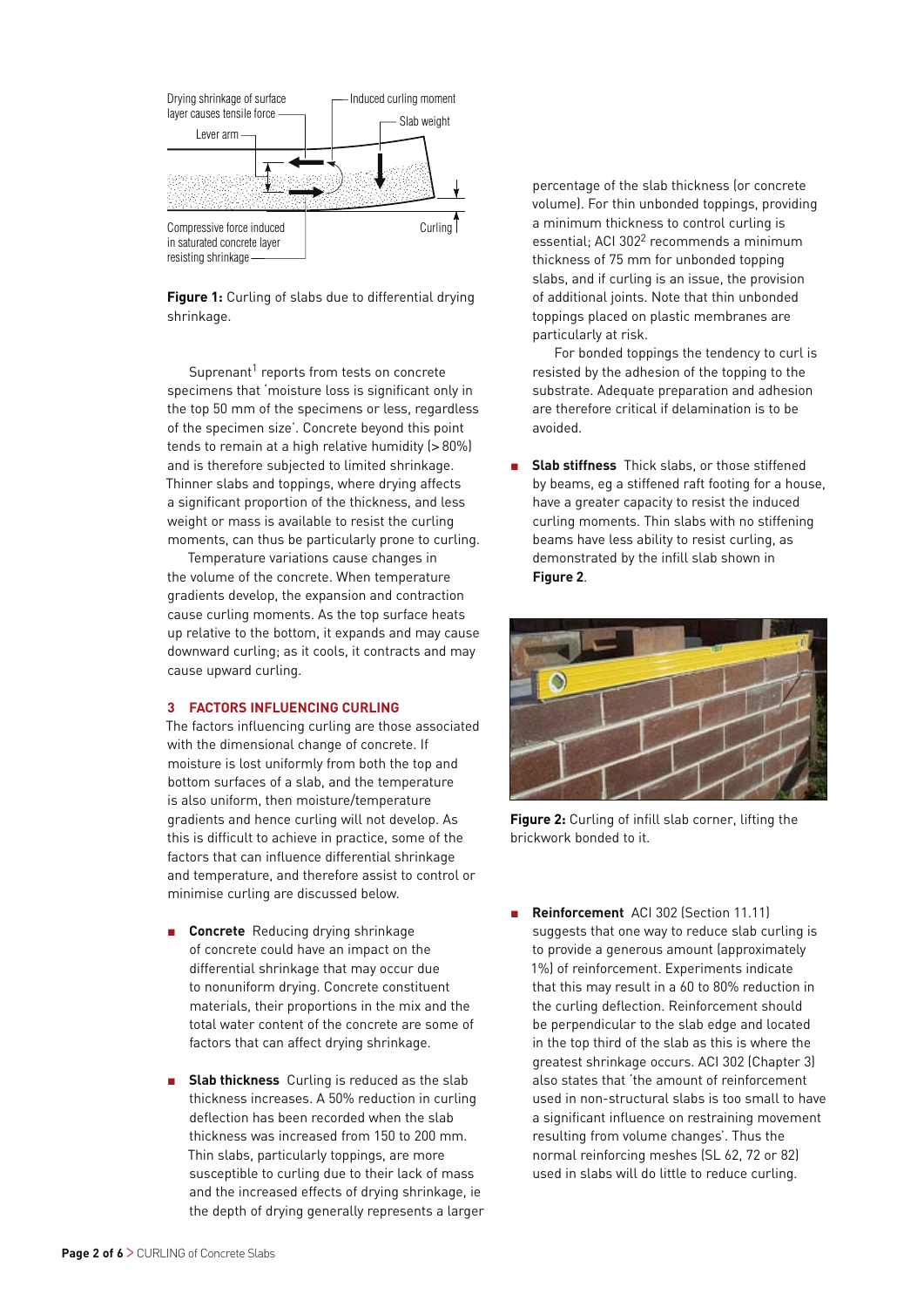Drying shrinkage of surface layer causes tensile force

Lever arm

Induced curling moment

Slab weight

Compressive force induced in saturated concrete layer resisting shrinkage

Curling

**Figure 1:** Curling of slabs due to differential drying shrinkage.

Suprenant[1] reports from tests on concrete specimens that 'moisture loss is significant only in the top 50 mm of the specimens or less, regardless of the specimen size'. Concrete beyond this point tends to remain at a high relative humidity (> 80%) and is therefore subjected to limited shrinkage. Thinner slabs and toppings, where drying affects a significant proportion of the thickness, and less weight or mass is available to resist the curling moments, can thus be particularly prone to curling.

Temperature variations cause changes in the volume of the concrete. When temperature gradients develop, the expansion and contraction cause curling moments. As the top surface heats up relative to the bottom, it expands and may cause downward curling; as it cools, it contracts and may cause upward curling.

## 3 FACTORS INFLUENCING CURLING

The factors influencing curling are those associated with the dimensional change of concrete. If moisture is lost uniformly from both the top and bottom surfaces of a slab, and the temperature is also uniform, then moisture/temperature gradients and hence curling will not develop. As this is difficult to achieve in practice, some of the factors that can influence differential shrinkage and temperature, and therefore assist to control or minimise curling are discussed below.

- **Concrete** Reducing drying shrinkage of concrete could have an impact on the differential shrinkage that may occur due to nonuniform drying. Concrete constituent materials, their proportions in the mix and the total water content of the concrete are some of factors that can affect drying shrinkage.

- **Slab thickness** Curling is reduced as the slab thickness increases. A 50% reduction in curling deflection has been recorded when the slab thickness was increased from 150 to 200 mm. Thin slabs, particularly toppings, are more susceptible to curling due to their lack of mass and the increased effects of drying shrinkage, ie the depth of drying generally represents a larger percentage of the slab thickness (or concrete volume). For thin unbonded toppings, providing a minimum thickness to control curling is essential; ACI 302[2] recommends a minimum thickness of 75 mm for unbonded topping slabs, and if curling is an issue, the provision of additional joints. Note that thin unbonded toppings placed on plastic membranes are particularly at risk.

  For bonded toppings the tendency to curl is resisted by the adhesion of the topping to the substrate. Adequate preparation and adhesion are therefore critical if delamination is to be avoided.

- **Slab stiffness** Thick slabs, or those stiffened by beams, eg a stiffened raft footing for a house, have a greater capacity to resist the induced curling moments. Thin slabs with no stiffening beams have less ability to resist curling, as demonstrated by the infill slab shown in **Figure 2**.

**Figure 2:** Curling of infill slab corner, lifting the brickwork bonded to it.

- **Reinforcement** ACI 302 (Section 11.11) suggests that one way to reduce slab curling is to provide a generous amount (approximately 1%) of reinforcement. Experiments indicate that this may result in a 60 to 80% reduction in the curling deflection. Reinforcement should be perpendicular to the slab edge and located in the top third of the slab as this is where the greatest shrinkage occurs. ACI 302 (Chapter 3) also states that 'the amount of reinforcement used in non-structural slabs is too small to have a significant influence on restraining movement resulting from volume changes'. Thus the normal reinforcing meshes (SL 62, 72 or 82) used in slabs will do little to reduce curling.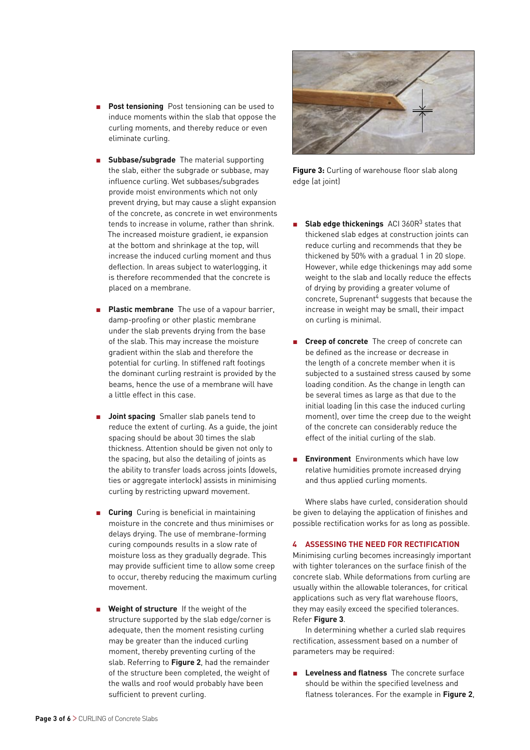- **Post tensioning** Post tensioning can be used to induce moments within the slab that oppose the curling moments, and thereby reduce or even eliminate curling.

- **Subbase/subgrade** The material supporting the slab, either the subgrade or subbase, may influence curling. Wet subbases/subgrades provide moist environments which not only prevent drying, but may cause a slight expansion of the concrete, as concrete in wet environments tends to increase in volume, rather than shrink. The increased moisture gradient, ie expansion at the bottom and shrinkage at the top, will increase the induced curling moment and thus deflection. In areas subject to waterlogging, it is therefore recommended that the concrete is placed on a membrane.

- **Plastic membrane** The use of a vapour barrier, damp-proofing or other plastic membrane under the slab prevents drying from the base of the slab. This may increase the moisture gradient within the slab and therefore the potential for curling. In stiffened raft footings the dominant curling restraint is provided by the beams, hence the use of a membrane will have a little effect in this case.

- **Joint spacing** Smaller slab panels tend to reduce the extent of curling. As a guide, the joint spacing should be about 30 times the slab thickness. Attention should be given not only to the spacing, but also the detailing of joints as the ability to transfer loads across joints (dowels, ties or aggregate interlock) assists in minimising curling by restricting upward movement.

- **Curing** Curing is beneficial in maintaining moisture in the concrete and thus minimises or delays drying. The use of membrane-forming curing compounds results in a slow rate of moisture loss as they gradually degrade. This may provide sufficient time to allow some creep to occur, thereby reducing the maximum curling movement.

- **Weight of structure** If the weight of the structure supported by the slab edge/corner is adequate, then the moment resisting curling may be greater than the induced curling moment, thereby preventing curling of the slab. Referring to **Figure 2**, had the remainder of the structure been completed, the weight of the walls and roof would probably have been sufficient to prevent curling.

**Figure 3:** Curling of warehouse floor slab along edge (at joint)

- **Slab edge thickenings** ACI 360R[3] states that thickened slab edges at construction joints can reduce curling and recommends that they be thickened by 50% with a gradual 1 in 20 slope. However, while edge thickenings may add some weight to the slab and locally reduce the effects of drying by providing a greater volume of concrete, Suprenant[4] suggests that because the increase in weight may be small, their impact on curling is minimal.

- **Creep of concrete** The creep of concrete can be defined as the increase or decrease in the length of a concrete member when it is subjected to a sustained stress caused by some loading condition. As the change in length can be several times as large as that due to the initial loading (in this case the induced curling moment), over time the creep due to the weight of the concrete can considerably reduce the effect of the initial curling of the slab.

- **Environment** Environments which have low relative humidities promote increased drying and thus applied curling moments.

Where slabs have curled, consideration should be given to delaying the application of finishes and possible rectification works for as long as possible.

## 4 ASSESSING THE NEED FOR RECTIFICATION

Minimising curling becomes increasingly important with tighter tolerances on the surface finish of the concrete slab. While deformations from curling are usually within the allowable tolerances, for critical applications such as very flat warehouse floors, they may easily exceed the specified tolerances. Refer **Figure 3**.

In determining whether a curled slab requires rectification, assessment based on a number of parameters may be required:

- **Levelness and flatness** The concrete surface should be within the specified levelness and flatness tolerances. For the example in **Figure 2**,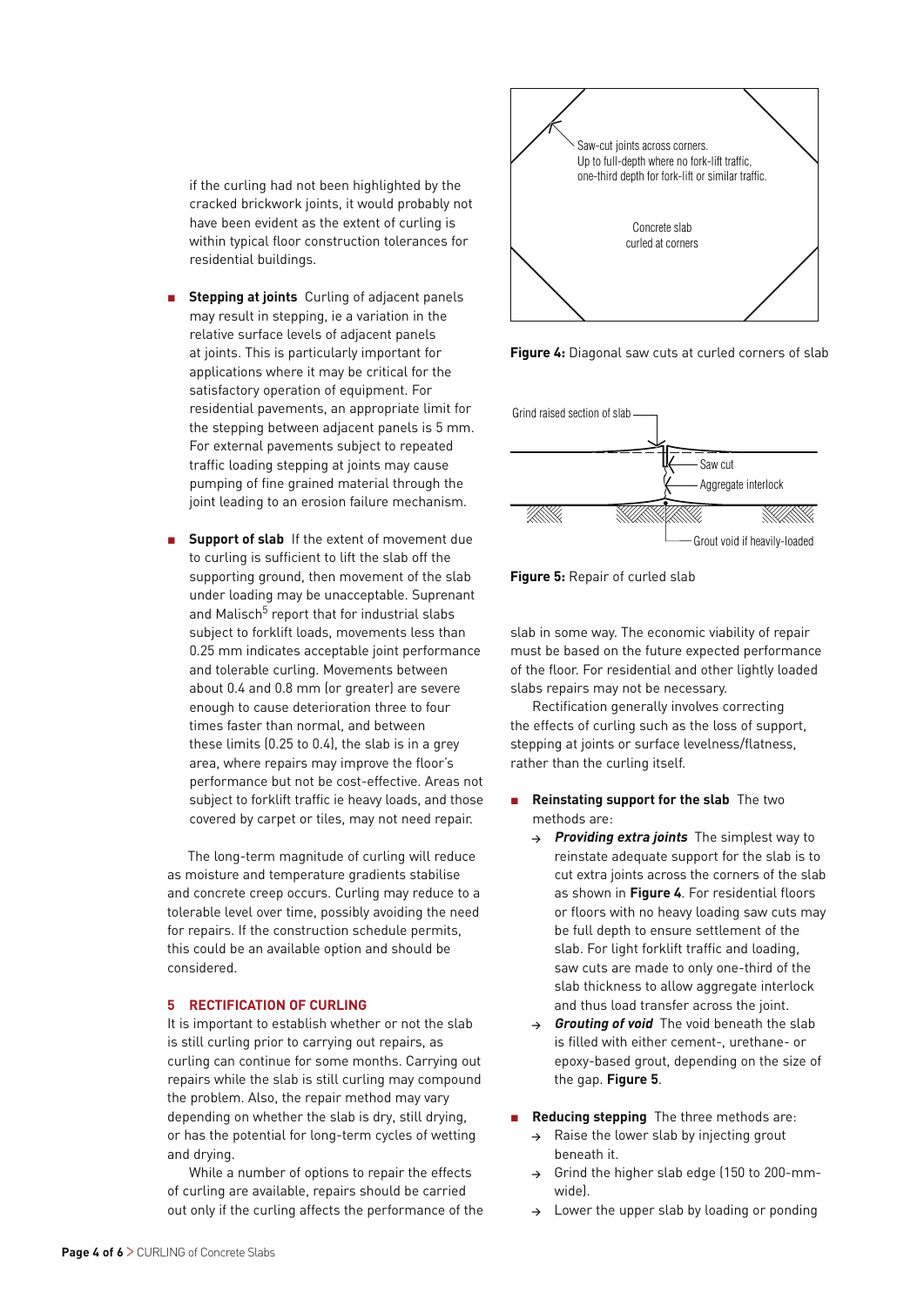if the curling had not been highlighted by the cracked brickwork joints, it would probably not have been evident as the extent of curling is within typical floor construction tolerances for residential buildings.

- **Stepping at joints** Curling of adjacent panels may result in stepping, ie a variation in the relative surface levels of adjacent panels at joints. This is particularly important for applications where it may be critical for the satisfactory operation of equipment. For residential pavements, an appropriate limit for the stepping between adjacent panels is 5 mm. For external pavements subject to repeated traffic loading stepping at joints may cause pumping of fine grained material through the joint leading to an erosion failure mechanism.

- **Support of slab** If the extent of movement due to curling is sufficient to lift the slab off the supporting ground, then movement of the slab under loading may be unacceptable. Suprenant and Malisch[5] report that for industrial slabs subject to forklift loads, movements less than 0.25 mm indicates acceptable joint performance and tolerable curling. Movements between about 0.4 and 0.8 mm (or greater) are severe enough to cause deterioration three to four times faster than normal, and between these limits (0.25 to 0.4), the slab is in a grey area, where repairs may improve the floor's performance but not be cost-effective. Areas not subject to forklift traffic ie heavy loads, and those covered by carpet or tiles, may not need repair.

The long-term magnitude of curling will reduce as moisture and temperature gradients stabilise and concrete creep occurs. Curling may reduce to a tolerable level over time, possibly avoiding the need for repairs. If the construction schedule permits, this could be an available option and should be considered.

## 5 RECTIFICATION OF CURLING

It is important to establish whether or not the slab is still curling prior to carrying out repairs, as curling can continue for some months. Carrying out repairs while the slab is still curling may compound the problem. Also, the repair method may vary depending on whether the slab is dry, still drying, or has the potential for long-term cycles of wetting and drying.

While a number of options to repair the effects of curling are available, repairs should be carried out only if the curling affects the performance of the slab in some way. The economic viability of repair must be based on the future expected performance of the floor. For residential and other lightly loaded slabs repairs may not be necessary.

Rectification generally involves correcting the effects of curling such as the loss of support, stepping at joints or surface levelness/flatness, rather than the curling itself.

Saw-cut joints across corners.
Up to full-depth where no fork-lift traffic,
one-third depth for fork-lift or similar traffic.

Concrete slab
curled at corners

**Figure 4:** Diagonal saw cuts at curled corners of slab

Grind raised section of slab

Saw cut

Aggregate interlock

Grout void if heavily-loaded

**Figure 5:** Repair of curled slab

- **Reinstating support for the slab** The two methods are:
  - ***Providing extra joints*** The simplest way to reinstate adequate support for the slab is to cut extra joints across the corners of the slab as shown in **Figure 4**. For residential floors or floors with no heavy loading saw cuts may be full depth to ensure settlement of the slab. For light forklift traffic and loading, saw cuts are made to only one-third of the slab thickness to allow aggregate interlock and thus load transfer across the joint.
  - ***Grouting of void*** The void beneath the slab is filled with either cement-, urethane- or epoxy-based grout, depending on the size of the gap. **Figure 5**.

- **Reducing stepping** The three methods are:
  - Raise the lower slab by injecting grout beneath it.
  - Grind the higher slab edge (150 to 200-mm-wide).
  - Lower the upper slab by loading or ponding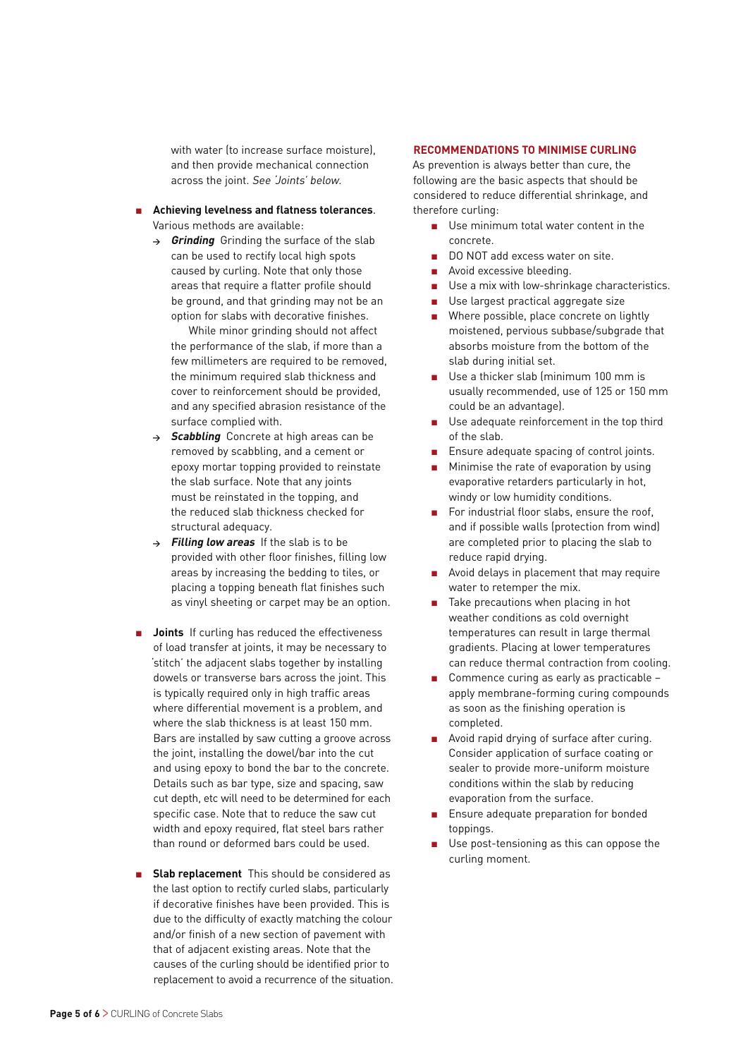with water (to increase surface moisture), and then provide mechanical connection across the joint. *See 'Joints' below.*

- **Achieving levelness and flatness tolerances**. Various methods are available:
  - → ***Grinding*** Grinding the surface of the slab can be used to rectify local high spots caused by curling. Note that only those areas that require a flatter profile should be ground, and that grinding may not be an option for slabs with decorative finishes.

    While minor grinding should not affect the performance of the slab, if more than a few millimeters are required to be removed, the minimum required slab thickness and cover to reinforcement should be provided, and any specified abrasion resistance of the surface complied with.
  - → ***Scabbling*** Concrete at high areas can be removed by scabbling, and a cement or epoxy mortar topping provided to reinstate the slab surface. Note that any joints must be reinstated in the topping, and the reduced slab thickness checked for structural adequacy.
  - → ***Filling low areas*** If the slab is to be provided with other floor finishes, filling low areas by increasing the bedding to tiles, or placing a topping beneath flat finishes such as vinyl sheeting or carpet may be an option.

- **Joints** If curling has reduced the effectiveness of load transfer at joints, it may be necessary to 'stitch' the adjacent slabs together by installing dowels or transverse bars across the joint. This is typically required only in high traffic areas where differential movement is a problem, and where the slab thickness is at least 150 mm. Bars are installed by saw cutting a groove across the joint, installing the dowel/bar into the cut and using epoxy to bond the bar to the concrete. Details such as bar type, size and spacing, saw cut depth, etc will need to be determined for each specific case. Note that to reduce the saw cut width and epoxy required, flat steel bars rather than round or deformed bars could be used.

- **Slab replacement** This should be considered as the last option to rectify curled slabs, particularly if decorative finishes have been provided. This is due to the difficulty of exactly matching the colour and/or finish of a new section of pavement with that of adjacent existing areas. Note that the causes of the curling should be identified prior to replacement to avoid a recurrence of the situation.

## RECOMMENDATIONS TO MINIMISE CURLING

As prevention is always better than cure, the following are the basic aspects that should be considered to reduce differential shrinkage, and therefore curling:

- Use minimum total water content in the concrete.
- DO NOT add excess water on site.
- Avoid excessive bleeding.
- Use a mix with low-shrinkage characteristics.
- Use largest practical aggregate size
- Where possible, place concrete on lightly moistened, pervious subbase/subgrade that absorbs moisture from the bottom of the slab during initial set.
- Use a thicker slab (minimum 100 mm is usually recommended, use of 125 or 150 mm could be an advantage).
- Use adequate reinforcement in the top third of the slab.
- Ensure adequate spacing of control joints.
- Minimise the rate of evaporation by using evaporative retarders particularly in hot, windy or low humidity conditions.
- For industrial floor slabs, ensure the roof, and if possible walls (protection from wind) are completed prior to placing the slab to reduce rapid drying.
- Avoid delays in placement that may require water to retemper the mix.
- Take precautions when placing in hot weather conditions as cold overnight temperatures can result in large thermal gradients. Placing at lower temperatures can reduce thermal contraction from cooling.
- Commence curing as early as practicable – apply membrane-forming curing compounds as soon as the finishing operation is completed.
- Avoid rapid drying of surface after curing. Consider application of surface coating or sealer to provide more-uniform moisture conditions within the slab by reducing evaporation from the surface.
- Ensure adequate preparation for bonded toppings.
- Use post-tensioning as this can oppose the curling moment.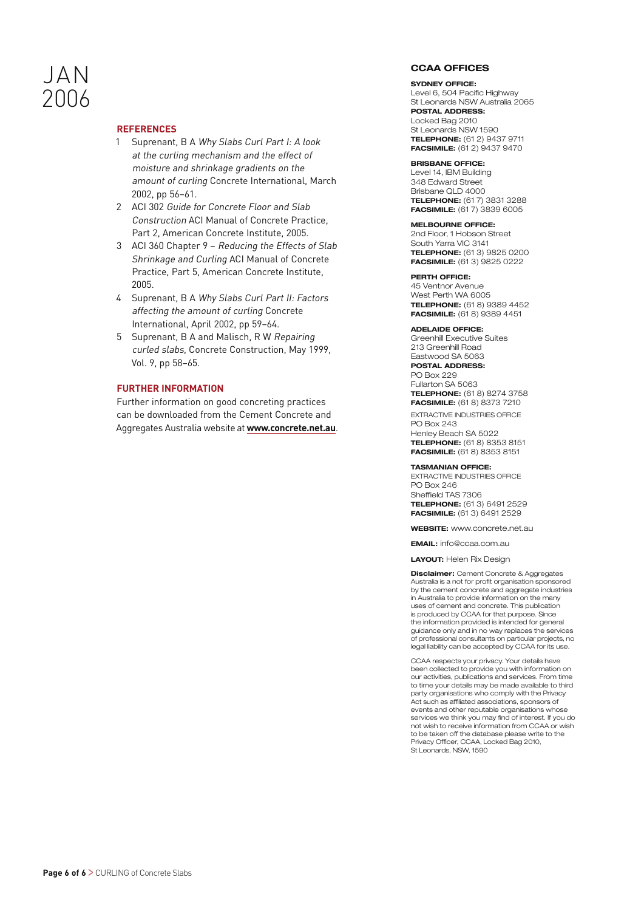JAN
2006

## REFERENCES

1. Suprenant, B A *Why Slabs Curl Part I: A look at the curling mechanism and the effect of moisture and shrinkage gradients on the amount of curling* Concrete International, March 2002, pp 56–61.
2. ACI 302 *Guide for Concrete Floor and Slab Construction* ACI Manual of Concrete Practice, Part 2, American Concrete Institute, 2005.
3. ACI 360 Chapter 9 – *Reducing the Effects of Slab Shrinkage and Curling* ACI Manual of Concrete Practice, Part 5, American Concrete Institute, 2005.
4. Suprenant, B A *Why Slabs Curl Part II: Factors affecting the amount of curling* Concrete International, April 2002, pp 59–64.
5. Suprenant, B A and Malisch, R W *Repairing curled slabs*, Concrete Construction, May 1999, Vol. 9, pp 58–65.

## FURTHER INFORMATION

Further information on good concreting practices can be downloaded from the Cement Concrete and Aggregates Australia website at **www.concrete.net.au**.

## CCAA OFFICES

**SYDNEY OFFICE:**
Level 6, 504 Pacific Highway
St Leonards NSW Australia 2065
**POSTAL ADDRESS:**
Locked Bag 2010
St Leonards NSW 1590
**TELEPHONE:** (61 2) 9437 9711
**FACSIMILE:** (61 2) 9437 9470

**BRISBANE OFFICE:**
Level 14, IBM Building
348 Edward Street
Brisbane QLD 4000
**TELEPHONE:** (61 7) 3831 3288
**FACSIMILE:** (61 7) 3839 6005

**MELBOURNE OFFICE:**
2nd Floor, 1 Hobson Street
South Yarra VIC 3141
**TELEPHONE:** (61 3) 9825 0200
**FACSIMILE:** (61 3) 9825 0222

**PERTH OFFICE:**
45 Ventnor Avenue
West Perth WA 6005
**TELEPHONE:** (61 8) 9389 4452
**FACSIMILE:** (61 8) 9389 4451

**ADELAIDE OFFICE:**
Greenhill Executive Suites
213 Greenhill Road
Eastwood SA 5063
**POSTAL ADDRESS:**
PO Box 229
Fullarton SA 5063
**TELEPHONE:** (61 8) 8274 3758
**FACSIMILE:** (61 8) 8373 7210

EXTRACTIVE INDUSTRIES OFFICE
PO Box 243
Henley Beach SA 5022
**TELEPHONE:** (61 8) 8353 8151
**FACSIMILE:** (61 8) 8353 8151

**TASMANIAN OFFICE:**
EXTRACTIVE INDUSTRIES OFFICE
PO Box 246
Sheffield TAS 7306
**TELEPHONE:** (61 3) 6491 2529
**FACSIMILE:** (61 3) 6491 2529

**WEBSITE:** www.concrete.net.au

**EMAIL:** info@ccaa.com.au

**LAYOUT:** Helen Rix Design

**Disclaimer:** Cement Concrete & Aggregates Australia is a not for profit organisation sponsored by the cement concrete and aggregate industries in Australia to provide information on the many uses of cement and concrete. This publication is produced by CCAA for that purpose. Since the information provided is intended for general guidance only and in no way replaces the services of professional consultants on particular projects, no legal liability can be accepted by CCAA for its use.

CCAA respects your privacy. Your details have been collected to provide you with information on our activities, publications and services. From time to time your details may be made available to third party organisations who comply with the Privacy Act such as affiliated associations, sponsors of events and other reputable organisations whose services we think you may find of interest. If you do not wish to receive information from CCAA or wish to be taken off the database please write to the Privacy Officer, CCAA, Locked Bag 2010, St Leonards, NSW, 1590